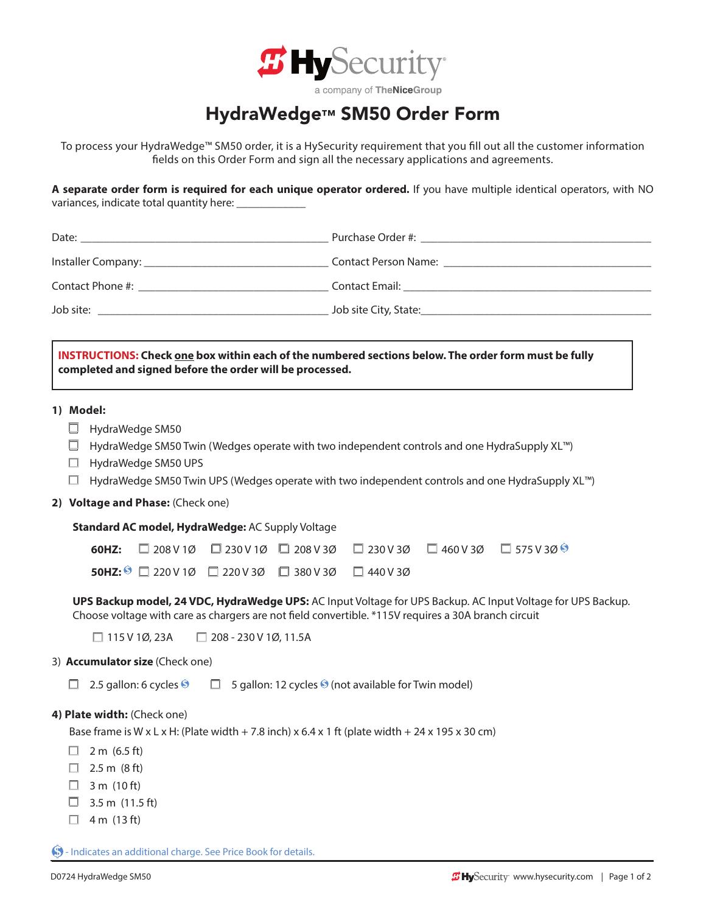# HydraWedge™ SM50 Order Form

To process your HydraWedge™ SM50 order, it is a HySecurity requirement that you fill out all the customer information fields on this Order Form and sign all the necessary applications and agreements.

**A separate order form is required for each unique operator ordered.** If you have multiple identical operators, with NO variances, indicate total quantity here: ____________

Date: ________________________________________ Purchase Order #: ________________________________________

Installer Company: ______________________________ Contact Person Name: ________________________________

Contact Phone #: ______________________________ Contact Email: ________________________________________

Job site: ________________________________________ Job site City, State: ____________________________________

**INSTRUCTIONS: Check one box within each of the numbered sections below. The order form must be fully completed and signed before the order will be processed.**

**1) Model:**

- ☐ HydraWedge SM50
- ☐ HydraWedge SM50 Twin (Wedges operate with two independent controls and one HydraSupply XL™)
- ☐ HydraWedge SM50 UPS
- ☐ HydraWedge SM50 Twin UPS (Wedges operate with two independent controls and one HydraSupply XL™)

**2) Voltage and Phase:** (Check one)

**Standard AC model, HydraWedge:** AC Supply Voltage

**60HZ:** ☐ 208 V 1Ø ☐ 230 V 1Ø ☐ 208 V 3Ø ☐ 230 V 3Ø ☐ 460 V 3Ø ☐ 575 V 3Ø $

**50HZ:** $ ☐ 220 V 1Ø ☐ 220 V 3Ø ☐ 380 V 3Ø ☐ 440 V 3Ø

**UPS Backup model, 24 VDC, HydraWedge UPS:** AC Input Voltage for UPS Backup. AC Input Voltage for UPS Backup. Choose voltage with care as chargers are not field convertible. *115V requires a 30A branch circuit

☐ 115 V 1Ø, 23A ☐ 208 - 230 V 1Ø, 11.5A

3) **Accumulator size** (Check one)

☐ 2.5 gallon: 6 cycles $ ☐ 5 gallon: 12 cycles $ (not available for Twin model)

**4) Plate width:** (Check one)

Base frame is W x L x H: (Plate width + 7.8 inch) x 6.4 x 1 ft (plate width + 24 x 195 x 30 cm)

- ☐ 2 m (6.5 ft)
- ☐ 2.5 m (8 ft)
- ☐ 3 m (10 ft)
- ☐ 3.5 m (11.5 ft)
- ☐ 4 m (13 ft)

$ - Indicates an additional charge. See Price Book for details.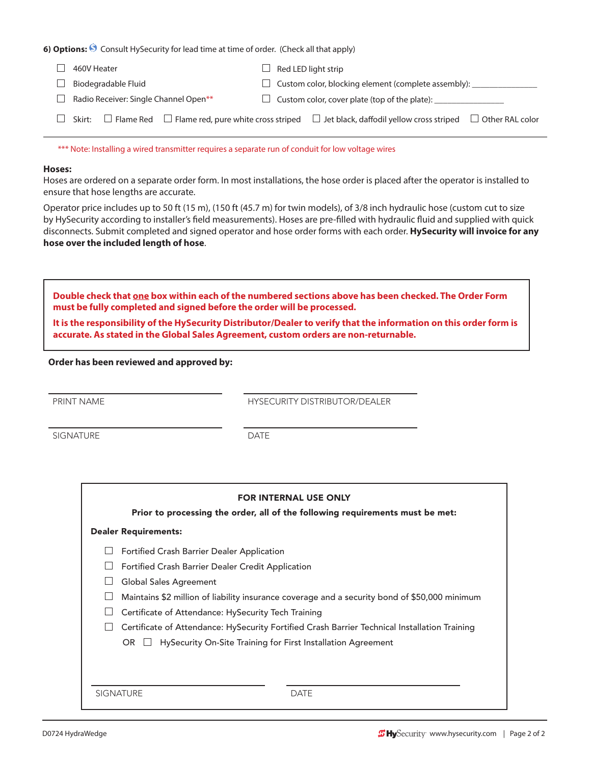**6) Options:** Consult HySecurity for lead time at time of order. (Check all that apply)

- ☐ 460V Heater
- ☐ Biodegradable Fluid
- ☐ Radio Receiver: Single Channel Open**
- ☐ Red LED light strip
- ☐ Custom color, blocking element (complete assembly): _______________
- ☐ Custom color, cover plate (top of the plate): _______________
- ☐ Skirt: ☐ Flame Red ☐ Flame red, pure white cross striped ☐ Jet black, daffodil yellow cross striped ☐ Other RAL color

*** Note: Installing a wired transmitter requires a separate run of conduit for low voltage wires

**Hoses:**

Hoses are ordered on a separate order form. In most installations, the hose order is placed after the operator is installed to ensure that hose lengths are accurate.

Operator price includes up to 50 ft (15 m), (150 ft (45.7 m) for twin models), of 3/8 inch hydraulic hose (custom cut to size by HySecurity according to installer's field measurements). Hoses are pre-filled with hydraulic fluid and supplied with quick disconnects. Submit completed and signed operator and hose order forms with each order. **HySecurity will invoice for any hose over the included length of hose**.

**Double check that one box within each of the numbered sections above has been checked. The Order Form must be fully completed and signed before the order will be processed.**

**It is the responsibility of the HySecurity Distributor/Dealer to verify that the information on this order form is accurate. As stated in the Global Sales Agreement, custom orders are non-returnable.**

**Order has been reviewed and approved by:**

PRINT NAME _______________ HYSECURITY DISTRIBUTOR/DEALER _______________

SIGNATURE _______________ DATE _______________

**FOR INTERNAL USE ONLY**

**Prior to processing the order, all of the following requirements must be met:**

**Dealer Requirements:**

- ☐ Fortified Crash Barrier Dealer Application
- ☐ Fortified Crash Barrier Dealer Credit Application
- ☐ Global Sales Agreement
- ☐ Maintains $2 million of liability insurance coverage and a security bond of $50,000 minimum
- ☐ Certificate of Attendance: HySecurity Tech Training
- ☐ Certificate of Attendance: HySecurity Fortified Crash Barrier Technical Installation Training

  OR ☐ HySecurity On-Site Training for First Installation Agreement

SIGNATURE _______________ DATE _______________

D0724 HydraWedge